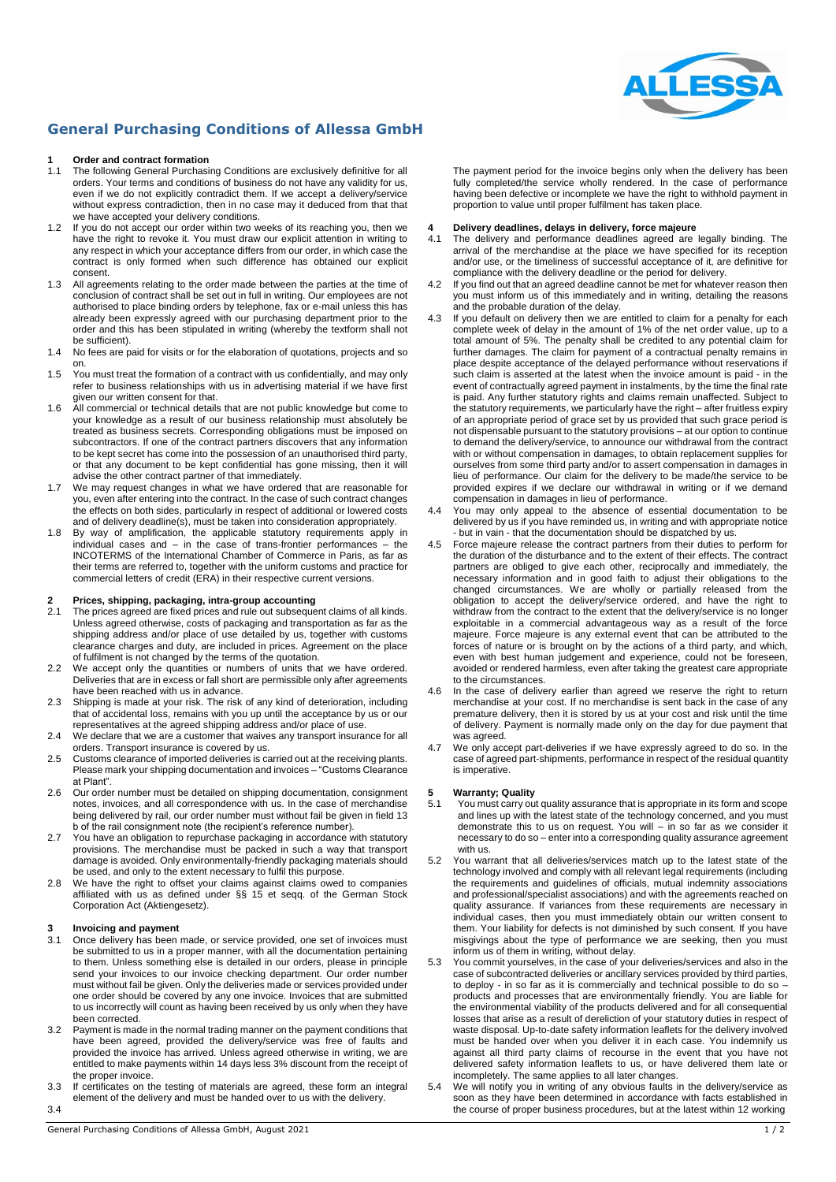# General Purchasing Conditions of Allessa GmbH

## 1 Order and contract formation

1.1 The following General Purchasing Conditions are exclusively definitive for all orders. Your terms and conditions of business do not have any validity for us, even if we do not explicitly contradict them. If we accept a delivery/service without express contradiction, then in no case may it deduced from that that we have accepted your delivery conditions.

1.2 If you do not accept our order within two weeks of its reaching you, then we have the right to revoke it. You must draw our explicit attention in writing to any respect in which your acceptance differs from our order, in which case the contract is only formed when such difference has obtained our explicit consent.

1.3 All agreements relating to the order made between the parties at the time of conclusion of contract shall be set out in full in writing. Our employees are not authorised to place binding orders by telephone, fax or e-mail unless this has already been expressly agreed with our purchasing department prior to the order and this has been stipulated in writing (whereby the textform shall not be sufficient).

1.4 No fees are paid for visits or for the elaboration of quotations, projects and so on.

1.5 You must treat the formation of a contract with us confidentially, and may only refer to business relationships with us in advertising material if we have first given our written consent for that.

1.6 All commercial or technical details that are not public knowledge but come to your knowledge as a result of our business relationship must absolutely be treated as business secrets. Corresponding obligations must be imposed on subcontractors. If one of the contract partners discovers that any information to be kept secret has come into the possession of an unauthorised third party, or that any document to be kept confidential has gone missing, then it will advise the other contract partner of that immediately.

1.7 We may request changes in what we have ordered that are reasonable for you, even after entering into the contract. In the case of such contract changes the effects on both sides, particularly in respect of additional or lowered costs and of delivery deadline(s), must be taken into consideration appropriately.

1.8 By way of amplification, the applicable statutory requirements apply in individual cases and – in the case of trans-frontier performances – the INCOTERMS of the International Chamber of Commerce in Paris, as far as their terms are referred to, together with the uniform customs and practice for commercial letters of credit (ERA) in their respective current versions.

## 2 Prices, shipping, packaging, intra-group accounting

2.1 The prices agreed are fixed prices and rule out subsequent claims of all kinds. Unless agreed otherwise, costs of packaging and transportation as far as the shipping address and/or place of use detailed by us, together with customs clearance charges and duty, are included in prices. Agreement on the place of fulfilment is not changed by the terms of the quotation.

2.2 We accept only the quantities or numbers of units that we have ordered. Deliveries that are in excess or fall short are permissible only after agreements have been reached with us in advance.

2.3 Shipping is made at your risk. The risk of any kind of deterioration, including that of accidental loss, remains with you up until the acceptance by us or our representatives at the agreed shipping address and/or place of use.

2.4 We declare that we are a customer that waives any transport insurance for all orders. Transport insurance is covered by us.

2.5 Customs clearance of imported deliveries is carried out at the receiving plants. Please mark your shipping documentation and invoices – "Customs Clearance at Plant".

2.6 Our order number must be detailed on shipping documentation, consignment notes, invoices, and all correspondence with us. In the case of merchandise being delivered by rail, our order number must without fail be given in field 13 b of the rail consignment note (the recipient's reference number).

2.7 You have an obligation to repurchase packaging in accordance with statutory provisions. The merchandise must be packed in such a way that transport damage is avoided. Only environmentally-friendly packaging materials should be used, and only to the extent necessary to fulfil this purpose.

2.8 We have the right to offset your claims against claims owed to companies affiliated with us as defined under §§ 15 et seqq. of the German Stock Corporation Act (Aktiengesetz).

## 3 Invoicing and payment

3.1 Once delivery has been made, or service provided, one set of invoices must be submitted to us in a proper manner, with all the documentation pertaining to them. Unless something else is detailed in our orders, please in principle send your invoices to our invoice checking department. Our order number must without fail be given. Only the deliveries made or services provided under one order should be covered by any one invoice. Invoices that are submitted to us incorrectly will count as having been received by us only when they have been corrected.

3.2 Payment is made in the normal trading manner on the payment conditions that have been agreed, provided the delivery/service was free of faults and provided the invoice has arrived. Unless agreed otherwise in writing, we are entitled to make payments within 14 days less 3% discount from the receipt of the proper invoice.

3.3 If certificates on the testing of materials are agreed, these form an integral element of the delivery and must be handed over to us with the delivery.

3.4 The payment period for the invoice begins only when the delivery has been fully completed/the service wholly rendered. In the case of performance having been defective or incomplete we have the right to withhold payment in proportion to value until proper fulfilment has taken place.

## 4 Delivery deadlines, delays in delivery, force majeure

4.1 The delivery and performance deadlines agreed are legally binding. The arrival of the merchandise at the place we have specified for its reception and/or use, or the timeliness of successful acceptance of it, are definitive for compliance with the delivery deadline or the period for delivery.

4.2 If you find out that an agreed deadline cannot be met for whatever reason then you must inform us of this immediately and in writing, detailing the reasons and the probable duration of the delay.

4.3 If you default on delivery then we are entitled to claim for a penalty for each complete week of delay in the amount of 1% of the net order value, up to a total amount of 5%. The penalty shall be credited to any potential claim for further damages. The claim for payment of a contractual penalty remains in place despite acceptance of the delayed performance without reservations if such claim is asserted at the latest when the invoice amount is paid - in the event of contractually agreed payment in instalments, by the time the final rate is paid. Any further statutory rights and claims remain unaffected. Subject to the statutory requirements, we particularly have the right – after fruitless expiry of an appropriate period of grace set by us provided that such grace period is not dispensable pursuant to the statutory provisions – at our option to continue to demand the delivery/service, to announce our withdrawal from the contract with or without compensation in damages, to obtain replacement supplies for ourselves from some third party and/or to assert compensation in damages in lieu of performance. Our claim for the delivery to be made/the service to be provided expires if we declare our withdrawal in writing or if we demand compensation in damages in lieu of performance.

4.4 You may only appeal to the absence of essential documentation to be delivered by us if you have reminded us, in writing and with appropriate notice - but in vain - that the documentation should be dispatched by us.

4.5 Force majeure release the contract partners from their duties to perform for the duration of the disturbance and to the extent of their effects. The contract partners are obliged to give each other, reciprocally and immediately, the necessary information and in good faith to adjust their obligations to the changed circumstances. We are wholly or partially released from the obligation to accept the delivery/service ordered, and have the right to withdraw from the contract to the extent that the delivery/service is no longer exploitable in a commercial advantageous way as a result of the force majeure. Force majeure is any external event that can be attributed to the forces of nature or is brought on by the actions of a third party, and which, even with best human judgement and experience, could not be foreseen, avoided or rendered harmless, even after taking the greatest care appropriate to the circumstances.

4.6 In the case of delivery earlier than agreed we reserve the right to return merchandise at your cost. If no merchandise is sent back in the case of any premature delivery, then it is stored by us at your cost and risk until the time of delivery. Payment is normally made only on the day for due payment that was agreed.

4.7 We only accept part-deliveries if we have expressly agreed to do so. In the case of agreed part-shipments, performance in respect of the residual quantity is imperative.

## 5 Warranty; Quality

5.1 You must carry out quality assurance that is appropriate in its form and scope and lines up with the latest state of the technology concerned, and you must demonstrate this to us on request. You will – in so far as we consider it necessary to do so – enter into a corresponding quality assurance agreement with us.

5.2 You warrant that all deliveries/services match up to the latest state of the technology involved and comply with all relevant legal requirements (including the requirements and guidelines of officials, mutual indemnity associations and professional/specialist associations) and with the agreements reached on quality assurance. If variances from these requirements are necessary in individual cases, then you must immediately obtain our written consent to them. Your liability for defects is not diminished by such consent. If you have misgivings about the type of performance we are seeking, then you must inform us of them in writing, without delay.

5.3 You commit yourselves, in the case of your deliveries/services and also in the case of subcontracted deliveries or ancillary services provided by third parties, to deploy - in so far as it is commercially and technical possible to do so – products and processes that are environmentally friendly. You are liable for the environmental viability of the products delivered and for all consequential losses that arise as a result of dereliction of your statutory duties in respect of waste disposal. Up-to-date safety information leaflets for the delivery involved must be handed over when you deliver it in each case. You indemnify us against all third party claims of recourse in the event that you have not delivered safety information leaflets to us, or have delivered them late or incompletely. The same applies to all later changes.

5.4 We will notify you in writing of any obvious faults in the delivery/service as soon as they have been determined in accordance with facts established in the course of proper business procedures, but at the latest within 12 working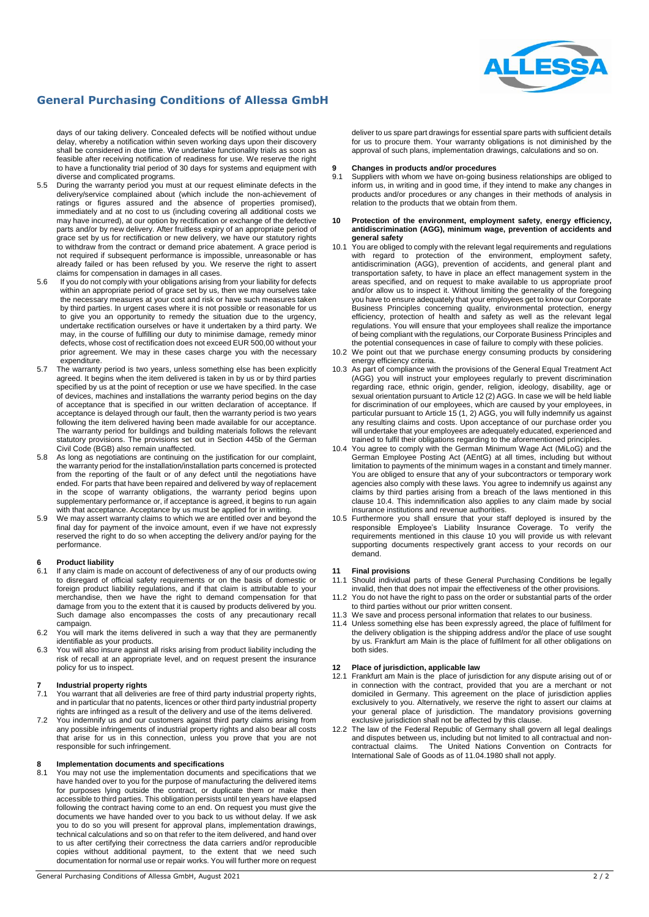# General Purchasing Conditions of Allessa GmbH

days of our taking delivery. Concealed defects will be notified without undue delay, whereby a notification within seven working days upon their discovery shall be considered in due time. We undertake functionality trials as soon as feasible after receiving notification of readiness for use. We reserve the right to have a functionality trial period of 30 days for systems and equipment with diverse and complicated programs.

5.5 During the warranty period you must at our request eliminate defects in the delivery/service complained about (which include the non-achievement of ratings or figures assured and the absence of properties promised), immediately and at no cost to us (including covering all additional costs we may have incurred), at our option by rectification or exchange of the defective parts and/or by new delivery. After fruitless expiry of an appropriate period of grace set by us for rectification or new delivery, we have our statutory rights to withdraw from the contract or demand price abatement. A grace period is not required if subsequent performance is impossible, unreasonable or has already failed or has been refused by you. We reserve the right to assert claims for compensation in damages in all cases.

5.6 If you do not comply with your obligations arising from your liability for defects within an appropriate period of grace set by us, then we may ourselves take the necessary measures at your cost and risk or have such measures taken by third parties. In urgent cases where it is not possible or reasonable for us to give you an opportunity to remedy the situation due to the urgency, undertake rectification ourselves or have it undertaken by a third party. We may, in the course of fulfilling our duty to minimise damage, remedy minor defects, whose cost of rectification does not exceed EUR 500,00 without your prior agreement. We may in these cases charge you with the necessary expenditure.

5.7 The warranty period is two years, unless something else has been explicitly agreed. It begins when the item delivered is taken in by us or by third parties specified by us at the point of reception or use we have specified. In the case of devices, machines and installations the warranty period begins on the day of acceptance that is specified in our written declaration of acceptance. If acceptance is delayed through our fault, then the warranty period is two years following the item delivered having been made available for our acceptance. The warranty period for buildings and building materials follows the relevant statutory provisions. The provisions set out in Section 445b of the German Civil Code (BGB) also remain unaffected.

5.8 As long as negotiations are continuing on the justification for our complaint, the warranty period for the installation/installation parts concerned is protected from the reporting of the fault or of any defect until the negotiations have ended. For parts that have been repaired and delivered by way of replacement in the scope of warranty obligations, the warranty period begins upon supplementary performance or, if acceptance is agreed, it begins to run again with that acceptance. Acceptance by us must be applied for in writing.

5.9 We may assert warranty claims to which we are entitled over and beyond the final day for payment of the invoice amount, even if we have not expressly reserved the right to do so when accepting the delivery and/or paying for the performance.

## 6 Product liability

6.1 If any claim is made on account of defectiveness of any of our products owing to disregard of official safety requirements or on the basis of domestic or foreign product liability regulations, and if that claim is attributable to your merchandise, then we have the right to demand compensation for that damage from you to the extent that it is caused by products delivered by you. Such damage also encompasses the costs of any precautionary recall campaign.

6.2 You will mark the items delivered in such a way that they are permanently identifiable as your products.

6.3 You will also insure against all risks arising from product liability including the risk of recall at an appropriate level, and on request present the insurance policy for us to inspect.

## 7 Industrial property rights

7.1 You warrant that all deliveries are free of third party industrial property rights, and in particular that no patents, licences or other third party industrial property rights are infringed as a result of the delivery and use of the items delivered.

7.2 You indemnify us and our customers against third party claims arising from any possible infringements of industrial property rights and also bear all costs that arise for us in this connection, unless you prove that you are not responsible for such infringement.

## 8 Implementation documents and specifications

8.1 You may not use the implementation documents and specifications that we have handed over to you for the purpose of manufacturing the delivered items for purposes lying outside the contract, or duplicate them or make then accessible to third parties. This obligation persists until ten years have elapsed following the contract having come to an end. On request you must give the documents we have handed over to you back to us without delay. If we ask you to do so you will present for approval plans, implementation drawings, technical calculations and so on that refer to the item delivered, and hand over to us after certifying their correctness the data carriers and/or reproducible copies without additional payment, to the extent that we need such documentation for normal use or repair works. You will further more on request deliver to us spare part drawings for essential spare parts with sufficient details for us to procure them. Your warranty obligations is not diminished by the approval of such plans, implementation drawings, calculations and so on.

## 9 Changes in products and/or procedures

9.1 Suppliers with whom we have on-going business relationships are obliged to inform us, in writing and in good time, if they intend to make any changes in products and/or procedures or any changes in their methods of analysis in relation to the products that we obtain from them.

## 10 Protection of the environment, employment safety, energy efficiency, antidiscrimination (AGG), minimum wage, prevention of accidents and general safety

10.1 You are obliged to comply with the relevant legal requirements and regulations with regard to protection of the environment, employment safety, antidiscrimination (AGG), prevention of accidents, and general plant and transportation safety, to have in place an effect management system in the areas specified, and on request to make available to us appropriate proof and/or allow us to inspect it. Without limiting the generality of the foregoing you have to ensure adequately that your employees get to know our Corporate Business Principles concerning quality, environmental protection, energy efficiency, protection of health and safety as well as the relevant legal regulations. You will ensure that your employees shall realize the importance of being compliant with the regulations, our Corporate Business Principles and the potential consequences in case of failure to comply with these policies.

10.2 We point out that we purchase energy consuming products by considering energy efficiency criteria.

10.3 As part of compliance with the provisions of the General Equal Treatment Act (AGG) you will instruct your employees regularly to prevent discrimination regarding race, ethnic origin, gender, religion, ideology, disability, age or sexual orientation pursuant to Article 12 (2) AGG. In case we will be held liable for discrimination of our employees, which are caused by your employees, in particular pursuant to Article 15 (1, 2) AGG, you will fully indemnify us against any resulting claims and costs. Upon acceptance of our purchase order you will undertake that your employees are adequately educated, experienced and trained to fulfil their obligations regarding to the aforementioned principles.

10.4 You agree to comply with the German Minimum Wage Act (MiLoG) and the German Employee Posting Act (AEntG) at all times, including but without limitation to payments of the minimum wages in a constant and timely manner. You are obliged to ensure that any of your subcontractors or temporary work agencies also comply with these laws. You agree to indemnify us against any claims by third parties arising from a breach of the laws mentioned in this clause 10.4. This indemnification also applies to any claim made by social insurance institutions and revenue authorities.

10.5 Furthermore you shall ensure that your staff deployed is insured by the responsible Employee's Liability Insurance Coverage. To verify the requirements mentioned in this clause 10 you will provide us with relevant supporting documents respectively grant access to your records on our demand.

## 11 Final provisions

11.1 Should individual parts of these General Purchasing Conditions be legally invalid, then that does not impair the effectiveness of the other provisions.

11.2 You do not have the right to pass on the order or substantial parts of the order to third parties without our prior written consent.

11.3 We save and process personal information that relates to our business.

11.4 Unless something else has been expressly agreed, the place of fulfilment for the delivery obligation is the shipping address and/or the place of use sought by us. Frankfurt am Main is the place of fulfilment for all other obligations on both sides.

## 12 Place of jurisdiction, applicable law

12.1 Frankfurt am Main is the place of jurisdiction for any dispute arising out of or in connection with the contract, provided that you are a merchant or not domiciled in Germany. This agreement on the place of jurisdiction applies exclusively to you. Alternatively, we reserve the right to assert our claims at your general place of jurisdiction. The mandatory provisions governing exclusive jurisdiction shall not be affected by this clause.

12.2 The law of the Federal Republic of Germany shall govern all legal dealings and disputes between us, including but not limited to all contractual and non-contractual claims. The United Nations Convention on Contracts for International Sale of Goods as of 11.04.1980 shall not apply.